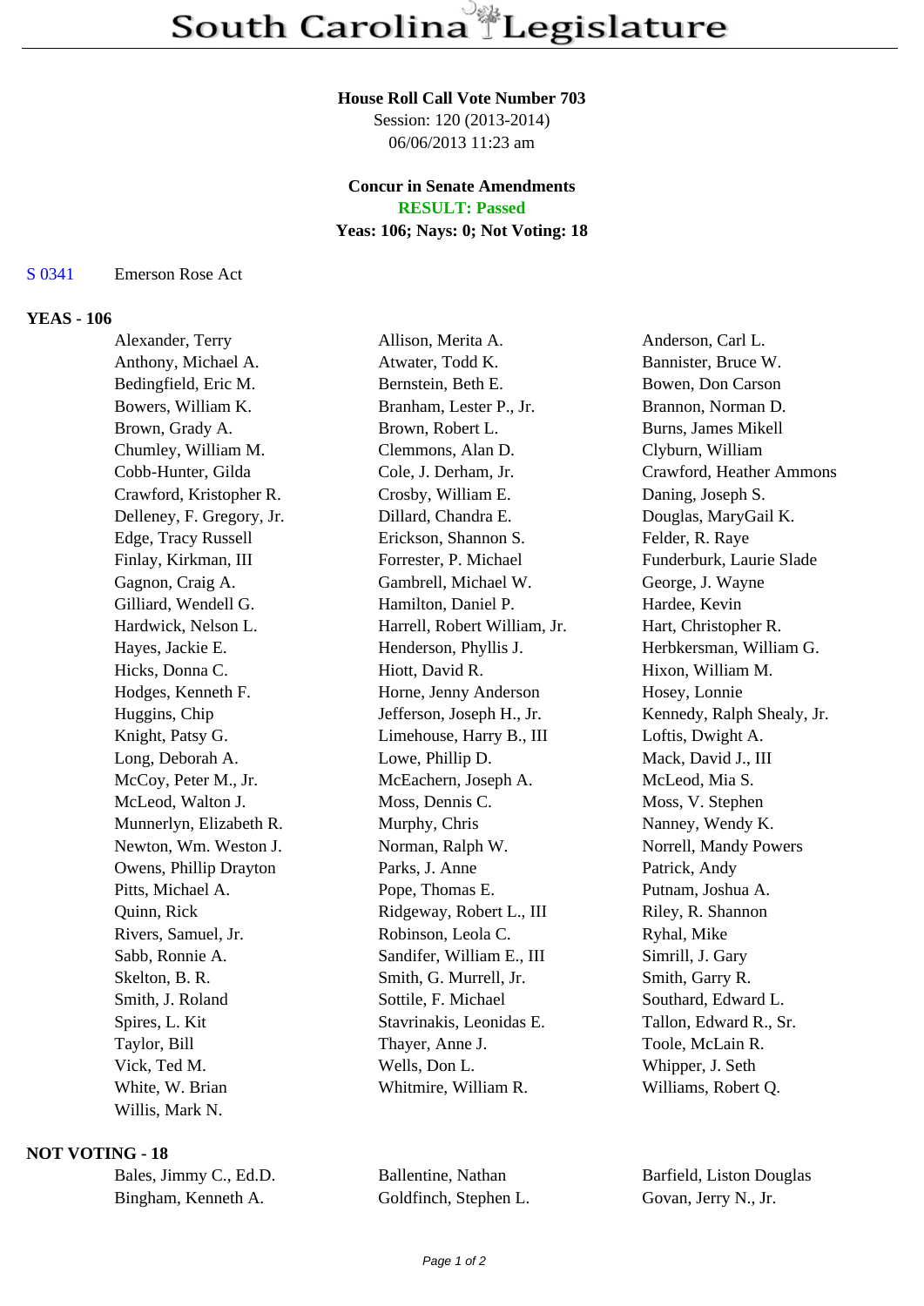# South Carolina Legislature

**House Roll Call Vote Number 703**
Session: 120 (2013-2014)
06/06/2013 11:23 am

**Concur in Senate Amendments**
**RESULT: Passed**
**Yeas: 106; Nays: 0; Not Voting: 18**

S 0341 Emerson Rose Act

**YEAS - 106**

| | | |
|---|---|---|
| Alexander, Terry | Allison, Merita A. | Anderson, Carl L. |
| Anthony, Michael A. | Atwater, Todd K. | Bannister, Bruce W. |
| Bedingfield, Eric M. | Bernstein, Beth E. | Bowen, Don Carson |
| Bowers, William K. | Branham, Lester P., Jr. | Brannon, Norman D. |
| Brown, Grady A. | Brown, Robert L. | Burns, James Mikell |
| Chumley, William M. | Clemmons, Alan D. | Clyburn, William |
| Cobb-Hunter, Gilda | Cole, J. Derham, Jr. | Crawford, Heather Ammons |
| Crawford, Kristopher R. | Crosby, William E. | Daning, Joseph S. |
| Delleney, F. Gregory, Jr. | Dillard, Chandra E. | Douglas, MaryGail K. |
| Edge, Tracy Russell | Erickson, Shannon S. | Felder, R. Raye |
| Finlay, Kirkman, III | Forrester, P. Michael | Funderburk, Laurie Slade |
| Gagnon, Craig A. | Gambrell, Michael W. | George, J. Wayne |
| Gilliard, Wendell G. | Hamilton, Daniel P. | Hardee, Kevin |
| Hardwick, Nelson L. | Harrell, Robert William, Jr. | Hart, Christopher R. |
| Hayes, Jackie E. | Henderson, Phyllis J. | Herbkersman, William G. |
| Hicks, Donna C. | Hiott, David R. | Hixon, William M. |
| Hodges, Kenneth F. | Horne, Jenny Anderson | Hosey, Lonnie |
| Huggins, Chip | Jefferson, Joseph H., Jr. | Kennedy, Ralph Shealy, Jr. |
| Knight, Patsy G. | Limehouse, Harry B., III | Loftis, Dwight A. |
| Long, Deborah A. | Lowe, Phillip D. | Mack, David J., III |
| McCoy, Peter M., Jr. | McEachern, Joseph A. | McLeod, Mia S. |
| McLeod, Walton J. | Moss, Dennis C. | Moss, V. Stephen |
| Munnerlyn, Elizabeth R. | Murphy, Chris | Nanney, Wendy K. |
| Newton, Wm. Weston J. | Norman, Ralph W. | Norrell, Mandy Powers |
| Owens, Phillip Drayton | Parks, J. Anne | Patrick, Andy |
| Pitts, Michael A. | Pope, Thomas E. | Putnam, Joshua A. |
| Quinn, Rick | Ridgeway, Robert L., III | Riley, R. Shannon |
| Rivers, Samuel, Jr. | Robinson, Leola C. | Ryhal, Mike |
| Sabb, Ronnie A. | Sandifer, William E., III | Simrill, J. Gary |
| Skelton, B. R. | Smith, G. Murrell, Jr. | Smith, Garry R. |
| Smith, J. Roland | Sottile, F. Michael | Southard, Edward L. |
| Spires, L. Kit | Stavrinakis, Leonidas E. | Tallon, Edward R., Sr. |
| Taylor, Bill | Thayer, Anne J. | Toole, McLain R. |
| Vick, Ted M. | Wells, Don L. | Whipper, J. Seth |
| White, W. Brian | Whitmire, William R. | Williams, Robert Q. |
| Willis, Mark N. | | |

**NOT VOTING - 18**

| | | |
|---|---|---|
| Bales, Jimmy C., Ed.D. | Ballentine, Nathan | Barfield, Liston Douglas |
| Bingham, Kenneth A. | Goldfinch, Stephen L. | Govan, Jerry N., Jr. |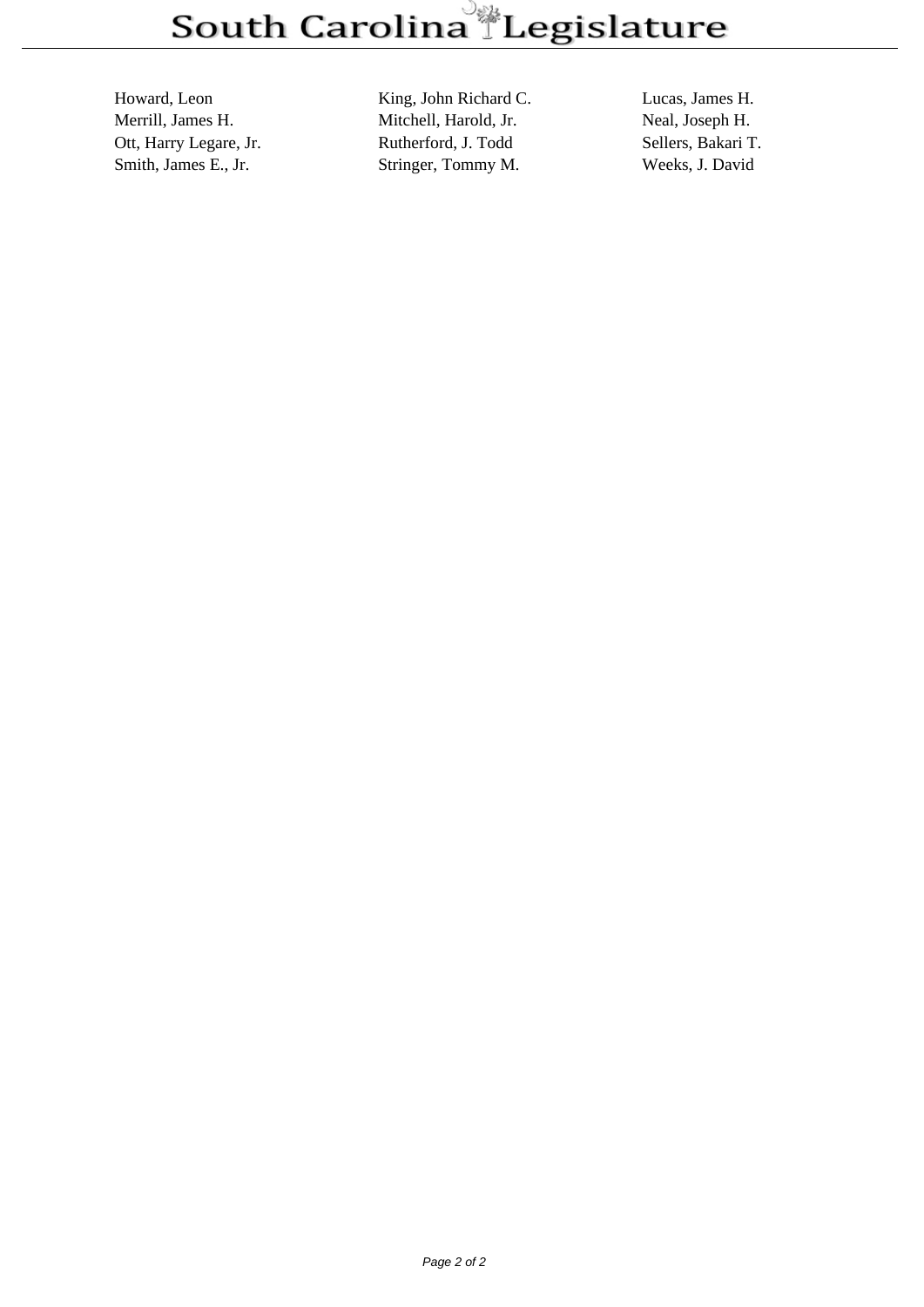Howard, Leon
King, John Richard C.
Lucas, James H.
Merrill, James H.
Mitchell, Harold, Jr.
Neal, Joseph H.
Ott, Harry Legare, Jr.
Rutherford, J. Todd
Sellers, Bakari T.
Smith, James E., Jr.
Stringer, Tommy M.
Weeks, J. David